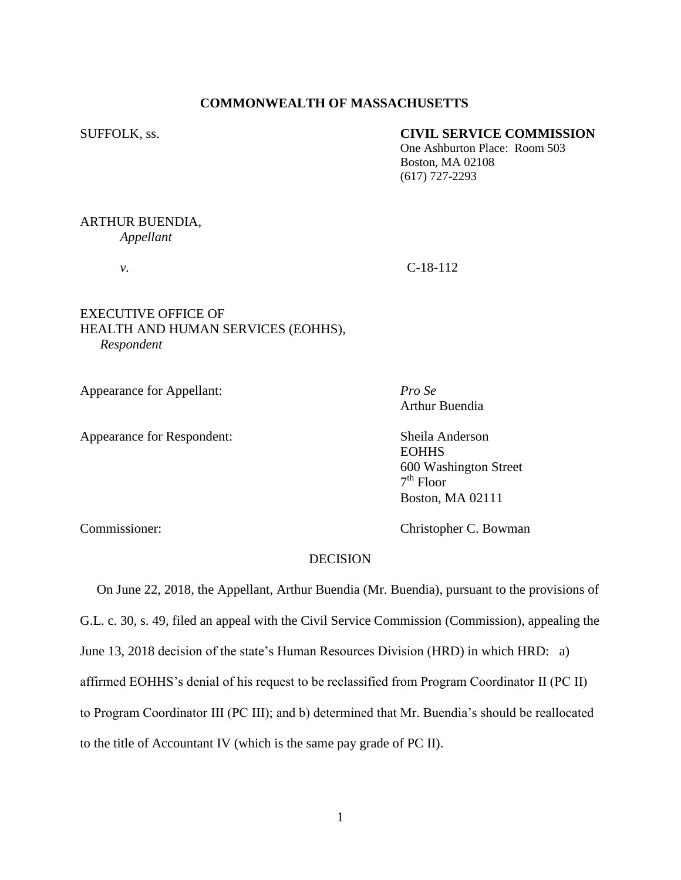**COMMONWEALTH OF MASSACHUSETTS**

SUFFOLK, ss.

**CIVIL SERVICE COMMISSION**
One Ashburton Place: Room 503
Boston, MA 02108
(617) 727-2293

ARTHUR BUENDIA,
*Appellant*

*v.* C-18-112

EXECUTIVE OFFICE OF
HEALTH AND HUMAN SERVICES (EOHHS),
*Respondent*

Appearance for Appellant: *Pro Se*
Arthur Buendia

Appearance for Respondent: Sheila Anderson
EOHHS
600 Washington Street
7th Floor
Boston, MA 02111

Commissioner: Christopher C. Bowman

DECISION

On June 22, 2018, the Appellant, Arthur Buendia (Mr. Buendia), pursuant to the provisions of G.L. c. 30, s. 49, filed an appeal with the Civil Service Commission (Commission), appealing the June 13, 2018 decision of the state's Human Resources Division (HRD) in which HRD: a) affirmed EOHHS's denial of his request to be reclassified from Program Coordinator II (PC II) to Program Coordinator III (PC III); and b) determined that Mr. Buendia's should be reallocated to the title of Accountant IV (which is the same pay grade of PC II).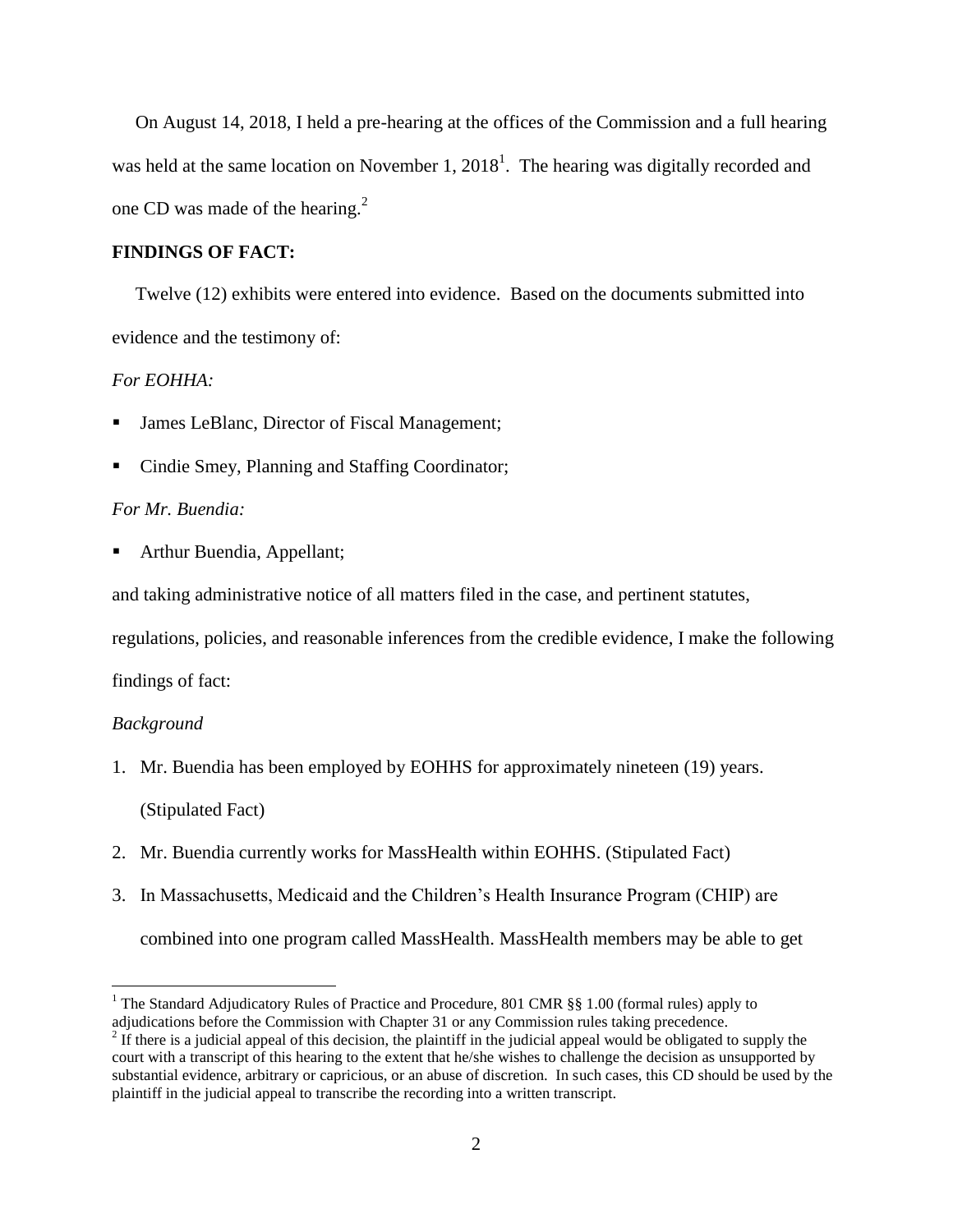On August 14, 2018, I held a pre-hearing at the offices of the Commission and a full hearing was held at the same location on November 1, 2018[1]. The hearing was digitally recorded and one CD was made of the hearing.[2]

## FINDINGS OF FACT:

Twelve (12) exhibits were entered into evidence. Based on the documents submitted into evidence and the testimony of:

*For EOHHA:*

- James LeBlanc, Director of Fiscal Management;
- Cindie Smey, Planning and Staffing Coordinator;

*For Mr. Buendia:*

- Arthur Buendia, Appellant;

and taking administrative notice of all matters filed in the case, and pertinent statutes, regulations, policies, and reasonable inferences from the credible evidence, I make the following findings of fact:

*Background*

1. Mr. Buendia has been employed by EOHHS for approximately nineteen (19) years. (Stipulated Fact)
2. Mr. Buendia currently works for MassHealth within EOHHS. (Stipulated Fact)
3. In Massachusetts, Medicaid and the Children's Health Insurance Program (CHIP) are combined into one program called MassHealth. MassHealth members may be able to get

---

[1] The Standard Adjudicatory Rules of Practice and Procedure, 801 CMR §§ 1.00 (formal rules) apply to adjudications before the Commission with Chapter 31 or any Commission rules taking precedence.

[2] If there is a judicial appeal of this decision, the plaintiff in the judicial appeal would be obligated to supply the court with a transcript of this hearing to the extent that he/she wishes to challenge the decision as unsupported by substantial evidence, arbitrary or capricious, or an abuse of discretion. In such cases, this CD should be used by the plaintiff in the judicial appeal to transcribe the recording into a written transcript.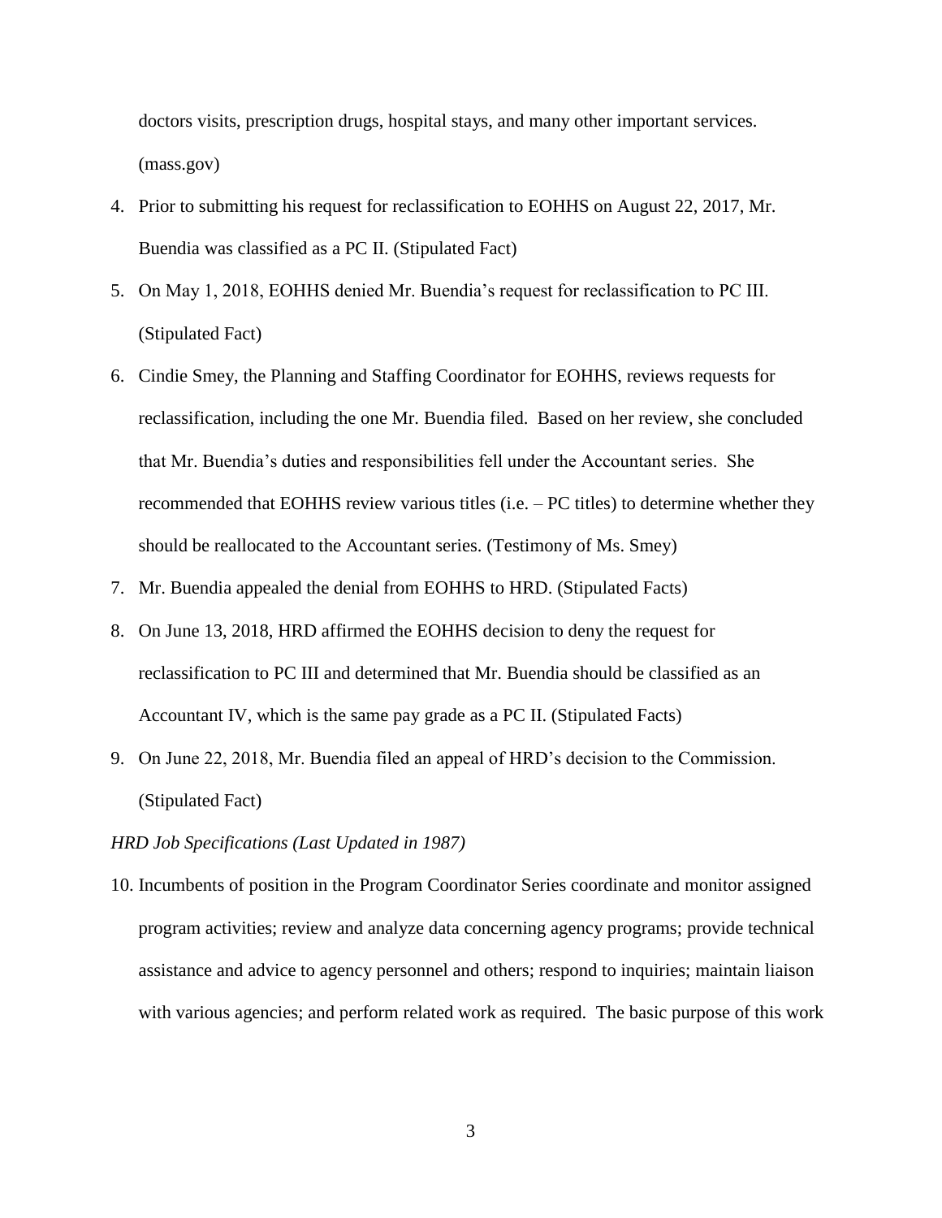doctors visits, prescription drugs, hospital stays, and many other important services. (mass.gov)

4. Prior to submitting his request for reclassification to EOHHS on August 22, 2017, Mr. Buendia was classified as a PC II. (Stipulated Fact)
5. On May 1, 2018, EOHHS denied Mr. Buendia's request for reclassification to PC III. (Stipulated Fact)
6. Cindie Smey, the Planning and Staffing Coordinator for EOHHS, reviews requests for reclassification, including the one Mr. Buendia filed. Based on her review, she concluded that Mr. Buendia's duties and responsibilities fell under the Accountant series. She recommended that EOHHS review various titles (i.e. – PC titles) to determine whether they should be reallocated to the Accountant series. (Testimony of Ms. Smey)
7. Mr. Buendia appealed the denial from EOHHS to HRD. (Stipulated Facts)
8. On June 13, 2018, HRD affirmed the EOHHS decision to deny the request for reclassification to PC III and determined that Mr. Buendia should be classified as an Accountant IV, which is the same pay grade as a PC II. (Stipulated Facts)
9. On June 22, 2018, Mr. Buendia filed an appeal of HRD's decision to the Commission. (Stipulated Fact)

*HRD Job Specifications (Last Updated in 1987)*

10. Incumbents of position in the Program Coordinator Series coordinate and monitor assigned program activities; review and analyze data concerning agency programs; provide technical assistance and advice to agency personnel and others; respond to inquiries; maintain liaison with various agencies; and perform related work as required. The basic purpose of this work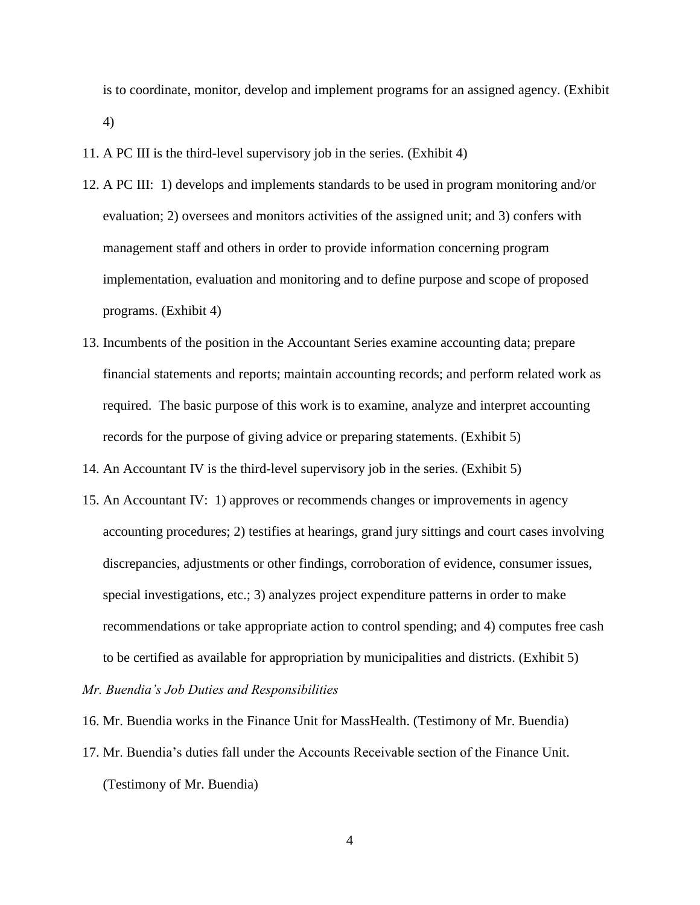is to coordinate, monitor, develop and implement programs for an assigned agency. (Exhibit 4)

11. A PC III is the third-level supervisory job in the series. (Exhibit 4)
12. A PC III: 1) develops and implements standards to be used in program monitoring and/or evaluation; 2) oversees and monitors activities of the assigned unit; and 3) confers with management staff and others in order to provide information concerning program implementation, evaluation and monitoring and to define purpose and scope of proposed programs. (Exhibit 4)
13. Incumbents of the position in the Accountant Series examine accounting data; prepare financial statements and reports; maintain accounting records; and perform related work as required. The basic purpose of this work is to examine, analyze and interpret accounting records for the purpose of giving advice or preparing statements. (Exhibit 5)
14. An Accountant IV is the third-level supervisory job in the series. (Exhibit 5)
15. An Accountant IV: 1) approves or recommends changes or improvements in agency accounting procedures; 2) testifies at hearings, grand jury sittings and court cases involving discrepancies, adjustments or other findings, corroboration of evidence, consumer issues, special investigations, etc.; 3) analyzes project expenditure patterns in order to make recommendations or take appropriate action to control spending; and 4) computes free cash to be certified as available for appropriation by municipalities and districts. (Exhibit 5)

*Mr. Buendia's Job Duties and Responsibilities*

16. Mr. Buendia works in the Finance Unit for MassHealth. (Testimony of Mr. Buendia)
17. Mr. Buendia's duties fall under the Accounts Receivable section of the Finance Unit. (Testimony of Mr. Buendia)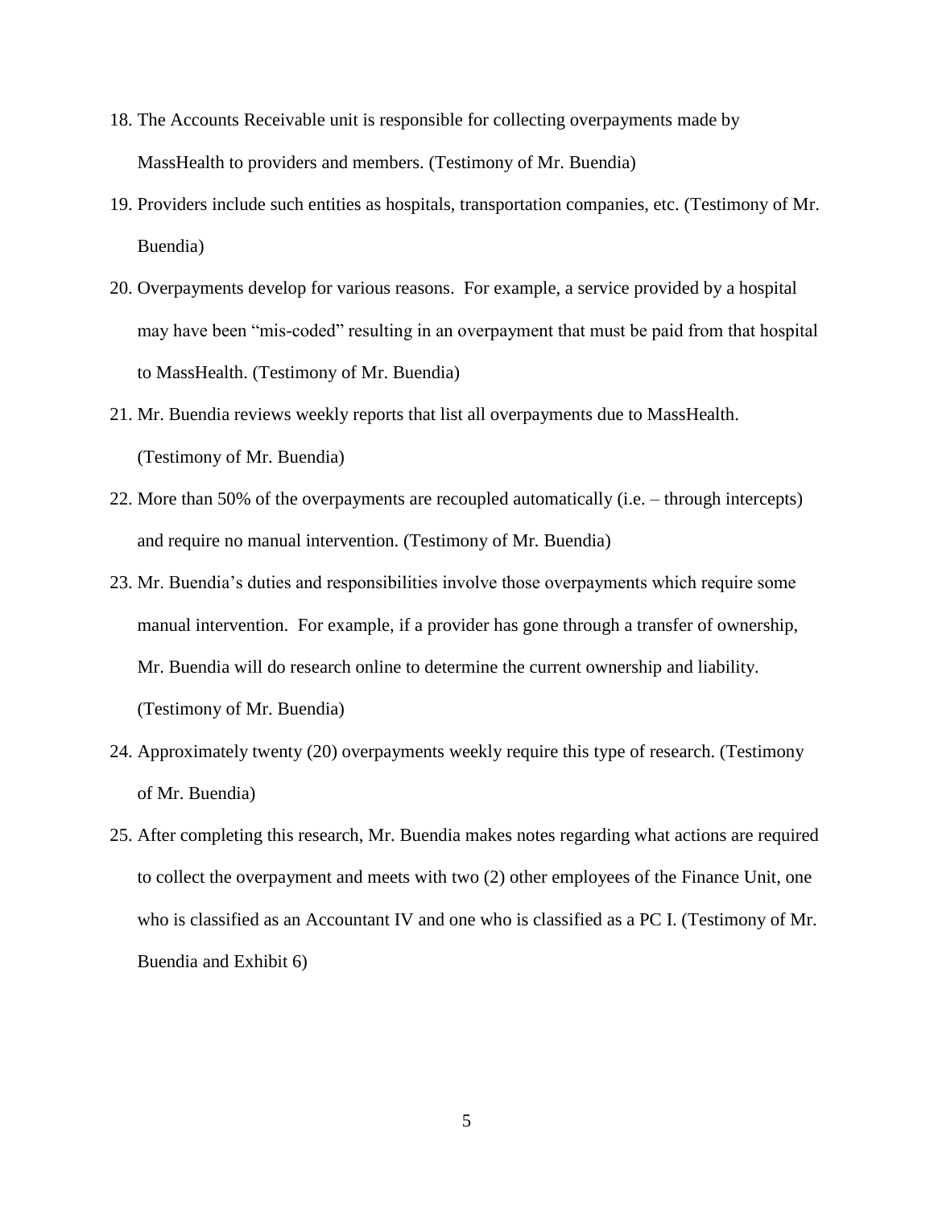18. The Accounts Receivable unit is responsible for collecting overpayments made by MassHealth to providers and members. (Testimony of Mr. Buendia)
19. Providers include such entities as hospitals, transportation companies, etc. (Testimony of Mr. Buendia)
20. Overpayments develop for various reasons. For example, a service provided by a hospital may have been "mis-coded" resulting in an overpayment that must be paid from that hospital to MassHealth. (Testimony of Mr. Buendia)
21. Mr. Buendia reviews weekly reports that list all overpayments due to MassHealth. (Testimony of Mr. Buendia)
22. More than 50% of the overpayments are recoupled automatically (i.e. – through intercepts) and require no manual intervention. (Testimony of Mr. Buendia)
23. Mr. Buendia's duties and responsibilities involve those overpayments which require some manual intervention. For example, if a provider has gone through a transfer of ownership, Mr. Buendia will do research online to determine the current ownership and liability. (Testimony of Mr. Buendia)
24. Approximately twenty (20) overpayments weekly require this type of research. (Testimony of Mr. Buendia)
25. After completing this research, Mr. Buendia makes notes regarding what actions are required to collect the overpayment and meets with two (2) other employees of the Finance Unit, one who is classified as an Accountant IV and one who is classified as a PC I. (Testimony of Mr. Buendia and Exhibit 6)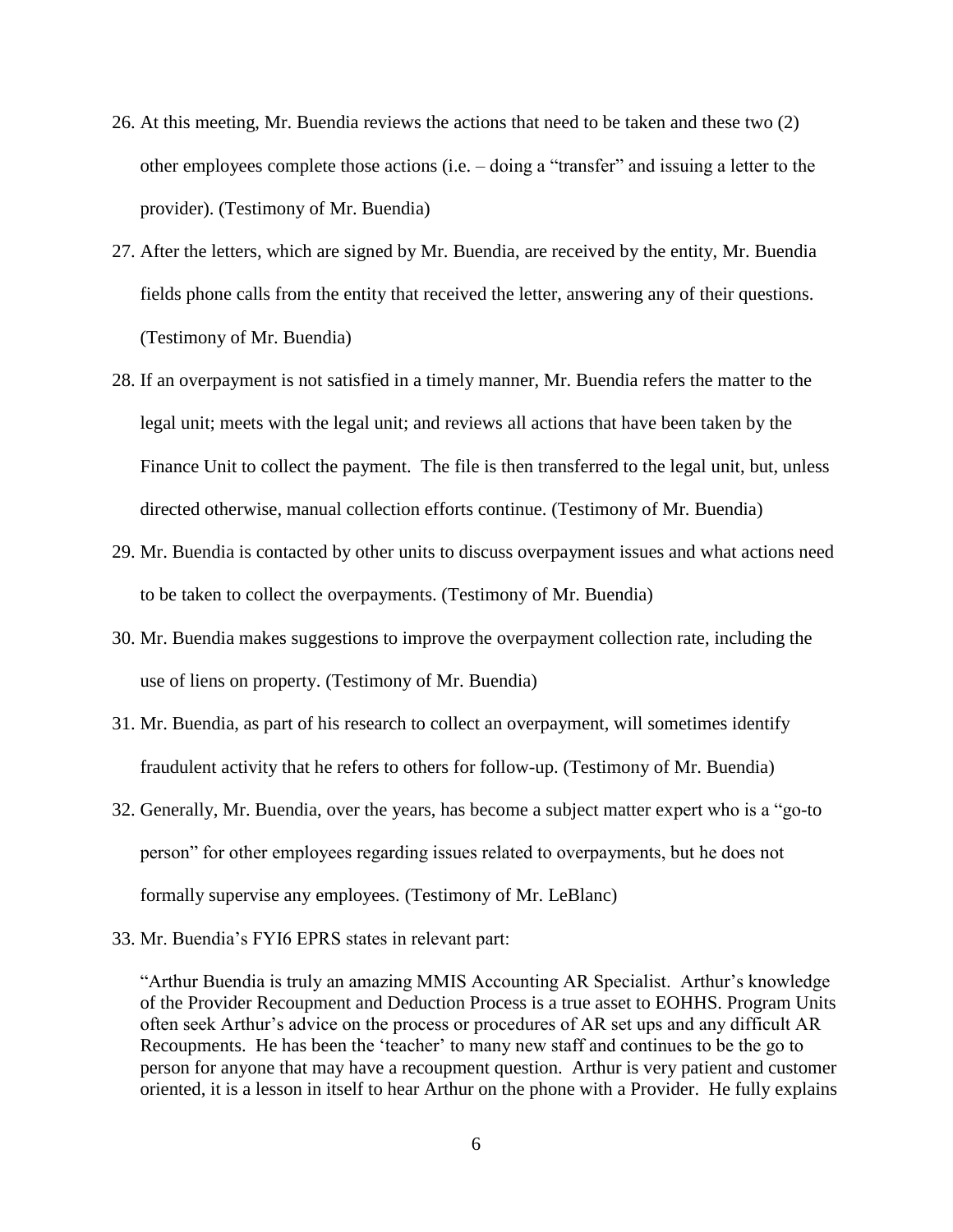26. At this meeting, Mr. Buendia reviews the actions that need to be taken and these two (2) other employees complete those actions (i.e. – doing a "transfer" and issuing a letter to the provider). (Testimony of Mr. Buendia)

27. After the letters, which are signed by Mr. Buendia, are received by the entity, Mr. Buendia fields phone calls from the entity that received the letter, answering any of their questions. (Testimony of Mr. Buendia)

28. If an overpayment is not satisfied in a timely manner, Mr. Buendia refers the matter to the legal unit; meets with the legal unit; and reviews all actions that have been taken by the Finance Unit to collect the payment. The file is then transferred to the legal unit, but, unless directed otherwise, manual collection efforts continue. (Testimony of Mr. Buendia)

29. Mr. Buendia is contacted by other units to discuss overpayment issues and what actions need to be taken to collect the overpayments. (Testimony of Mr. Buendia)

30. Mr. Buendia makes suggestions to improve the overpayment collection rate, including the use of liens on property. (Testimony of Mr. Buendia)

31. Mr. Buendia, as part of his research to collect an overpayment, will sometimes identify fraudulent activity that he refers to others for follow-up. (Testimony of Mr. Buendia)

32. Generally, Mr. Buendia, over the years, has become a subject matter expert who is a "go-to person" for other employees regarding issues related to overpayments, but he does not formally supervise any employees. (Testimony of Mr. LeBlanc)

33. Mr. Buendia's FYI6 EPRS states in relevant part:

    "Arthur Buendia is truly an amazing MMIS Accounting AR Specialist. Arthur's knowledge of the Provider Recoupment and Deduction Process is a true asset to EOHHS. Program Units often seek Arthur's advice on the process or procedures of AR set ups and any difficult AR Recoupments. He has been the 'teacher' to many new staff and continues to be the go to person for anyone that may have a recoupment question. Arthur is very patient and customer oriented, it is a lesson in itself to hear Arthur on the phone with a Provider. He fully explains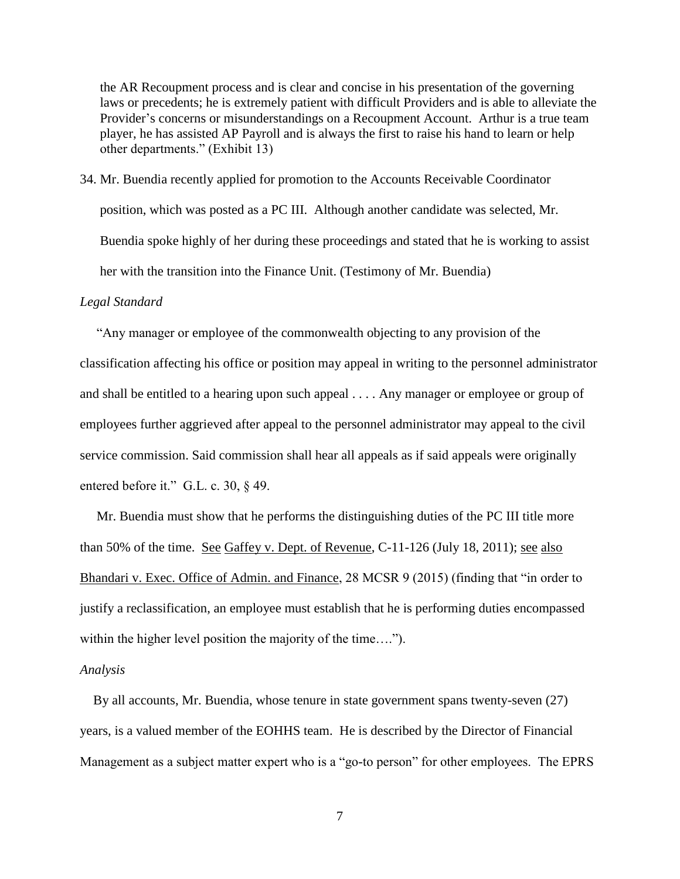> the AR Recoupment process and is clear and concise in his presentation of the governing laws or precedents; he is extremely patient with difficult Providers and is able to alleviate the Provider's concerns or misunderstandings on a Recoupment Account. Arthur is a true team player, he has assisted AP Payroll and is always the first to raise his hand to learn or help other departments." (Exhibit 13)

34. Mr. Buendia recently applied for promotion to the Accounts Receivable Coordinator position, which was posted as a PC III. Although another candidate was selected, Mr. Buendia spoke highly of her during these proceedings and stated that he is working to assist her with the transition into the Finance Unit. (Testimony of Mr. Buendia)

*Legal Standard*

"Any manager or employee of the commonwealth objecting to any provision of the classification affecting his office or position may appeal in writing to the personnel administrator and shall be entitled to a hearing upon such appeal . . . . Any manager or employee or group of employees further aggrieved after appeal to the personnel administrator may appeal to the civil service commission. Said commission shall hear all appeals as if said appeals were originally entered before it." G.L. c. 30, § 49.

Mr. Buendia must show that he performs the distinguishing duties of the PC III title more than 50% of the time. See Gaffey v. Dept. of Revenue, C-11-126 (July 18, 2011); see also Bhandari v. Exec. Office of Admin. and Finance, 28 MCSR 9 (2015) (finding that "in order to justify a reclassification, an employee must establish that he is performing duties encompassed within the higher level position the majority of the time….").

*Analysis*

By all accounts, Mr. Buendia, whose tenure in state government spans twenty-seven (27) years, is a valued member of the EOHHS team. He is described by the Director of Financial Management as a subject matter expert who is a "go-to person" for other employees. The EPRS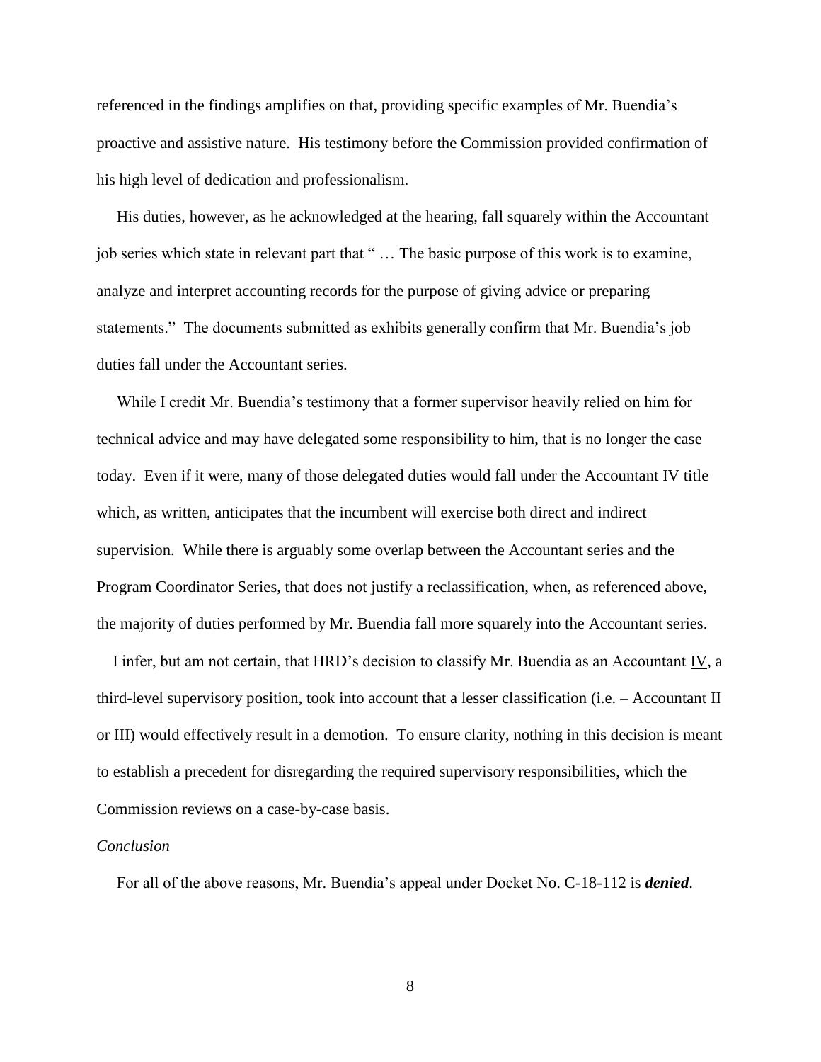referenced in the findings amplifies on that, providing specific examples of Mr. Buendia's proactive and assistive nature. His testimony before the Commission provided confirmation of his high level of dedication and professionalism.

His duties, however, as he acknowledged at the hearing, fall squarely within the Accountant job series which state in relevant part that " … The basic purpose of this work is to examine, analyze and interpret accounting records for the purpose of giving advice or preparing statements." The documents submitted as exhibits generally confirm that Mr. Buendia's job duties fall under the Accountant series.

While I credit Mr. Buendia's testimony that a former supervisor heavily relied on him for technical advice and may have delegated some responsibility to him, that is no longer the case today. Even if it were, many of those delegated duties would fall under the Accountant IV title which, as written, anticipates that the incumbent will exercise both direct and indirect supervision. While there is arguably some overlap between the Accountant series and the Program Coordinator Series, that does not justify a reclassification, when, as referenced above, the majority of duties performed by Mr. Buendia fall more squarely into the Accountant series.

I infer, but am not certain, that HRD's decision to classify Mr. Buendia as an Accountant <u>IV</u>, a third-level supervisory position, took into account that a lesser classification (i.e. – Accountant II or III) would effectively result in a demotion. To ensure clarity, nothing in this decision is meant to establish a precedent for disregarding the required supervisory responsibilities, which the Commission reviews on a case-by-case basis.

*Conclusion*

For all of the above reasons, Mr. Buendia's appeal under Docket No. C-18-112 is ***denied***.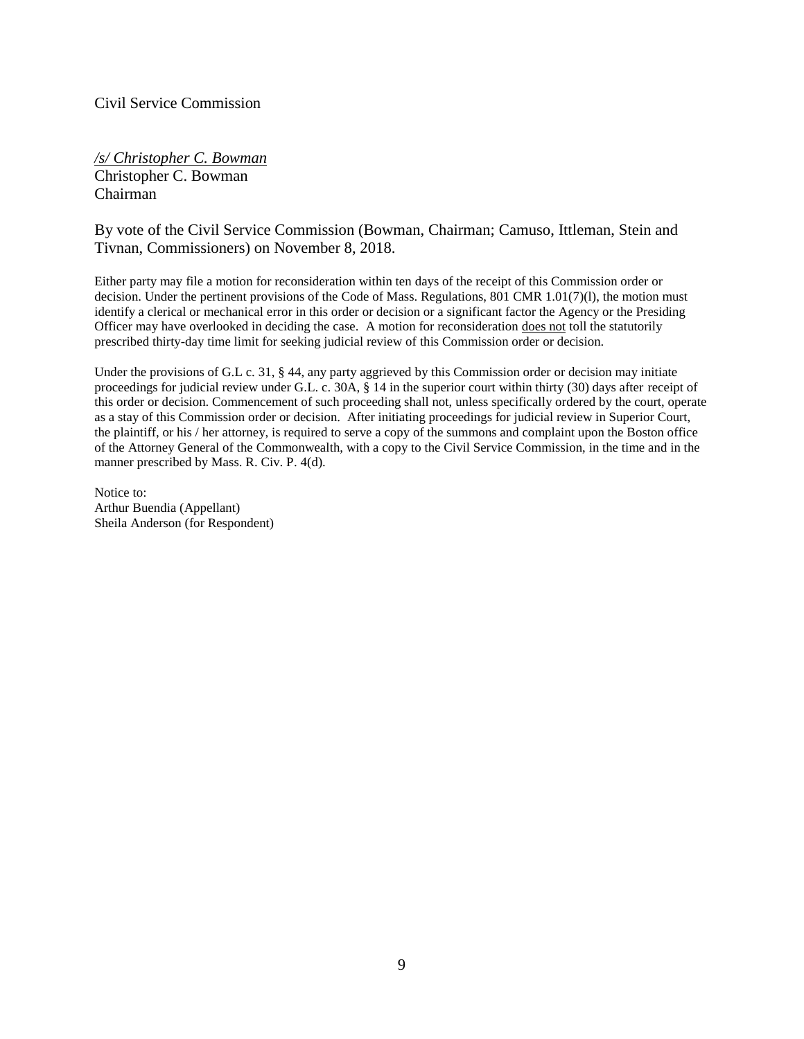Civil Service Commission

*/s/ Christopher C. Bowman*
Christopher C. Bowman
Chairman

By vote of the Civil Service Commission (Bowman, Chairman; Camuso, Ittleman, Stein and Tivnan, Commissioners) on November 8, 2018.

Either party may file a motion for reconsideration within ten days of the receipt of this Commission order or decision. Under the pertinent provisions of the Code of Mass. Regulations, 801 CMR 1.01(7)(l), the motion must identify a clerical or mechanical error in this order or decision or a significant factor the Agency or the Presiding Officer may have overlooked in deciding the case. A motion for reconsideration does not toll the statutorily prescribed thirty-day time limit for seeking judicial review of this Commission order or decision.

Under the provisions of G.L c. 31, § 44, any party aggrieved by this Commission order or decision may initiate proceedings for judicial review under G.L. c. 30A, § 14 in the superior court within thirty (30) days after receipt of this order or decision. Commencement of such proceeding shall not, unless specifically ordered by the court, operate as a stay of this Commission order or decision. After initiating proceedings for judicial review in Superior Court, the plaintiff, or his / her attorney, is required to serve a copy of the summons and complaint upon the Boston office of the Attorney General of the Commonwealth, with a copy to the Civil Service Commission, in the time and in the manner prescribed by Mass. R. Civ. P. 4(d).

Notice to:
Arthur Buendia (Appellant)
Sheila Anderson (for Respondent)